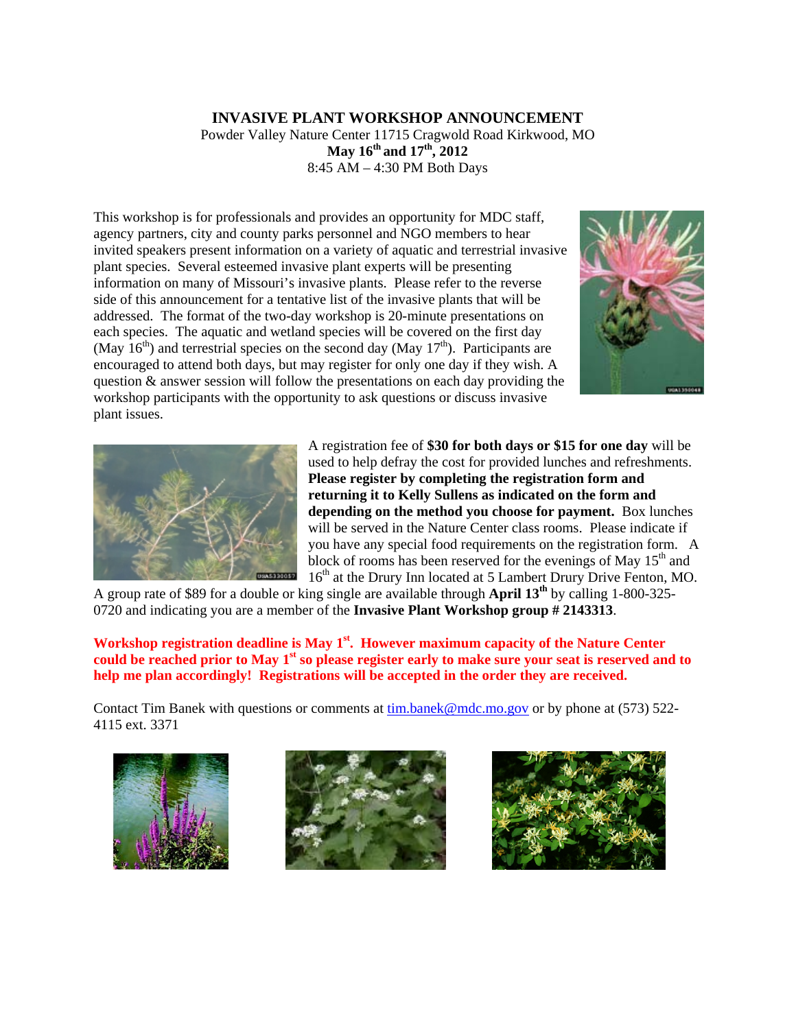# INVASIVE PLANT WORKSHOP ANNOUNCEMENT

Powder Valley Nature Center 11715 Cragwold Road Kirkwood, MO

**May 16th and 17th, 2012**

8:45 AM – 4:30 PM Both Days

This workshop is for professionals and provides an opportunity for MDC staff, agency partners, city and county parks personnel and NGO members to hear invited speakers present information on a variety of aquatic and terrestrial invasive plant species. Several esteemed invasive plant experts will be presenting information on many of Missouri's invasive plants. Please refer to the reverse side of this announcement for a tentative list of the invasive plants that will be addressed. The format of the two-day workshop is 20-minute presentations on each species. The aquatic and wetland species will be covered on the first day (May 16th) and terrestrial species on the second day (May 17th). Participants are encouraged to attend both days, but may register for only one day if they wish. A question & answer session will follow the presentations on each day providing the workshop participants with the opportunity to ask questions or discuss invasive plant issues.

A registration fee of **$30 for both days or $15 for one day** will be used to help defray the cost for provided lunches and refreshments. **Please register by completing the registration form and returning it to Kelly Sullens as indicated on the form and depending on the method you choose for payment.** Box lunches will be served in the Nature Center class rooms. Please indicate if you have any special food requirements on the registration form. A block of rooms has been reserved for the evenings of May 15th and 16th at the Drury Inn located at 5 Lambert Drury Drive Fenton, MO. A group rate of $89 for a double or king single are available through **April 13th** by calling 1-800-325-0720 and indicating you are a member of the **Invasive Plant Workshop group # 2143313**.

**Workshop registration deadline is May 1st. However maximum capacity of the Nature Center could be reached prior to May 1st so please register early to make sure your seat is reserved and to help me plan accordingly! Registrations will be accepted in the order they are received.**

Contact Tim Banek with questions or comments at tim.banek@mdc.mo.gov or by phone at (573) 522-4115 ext. 3371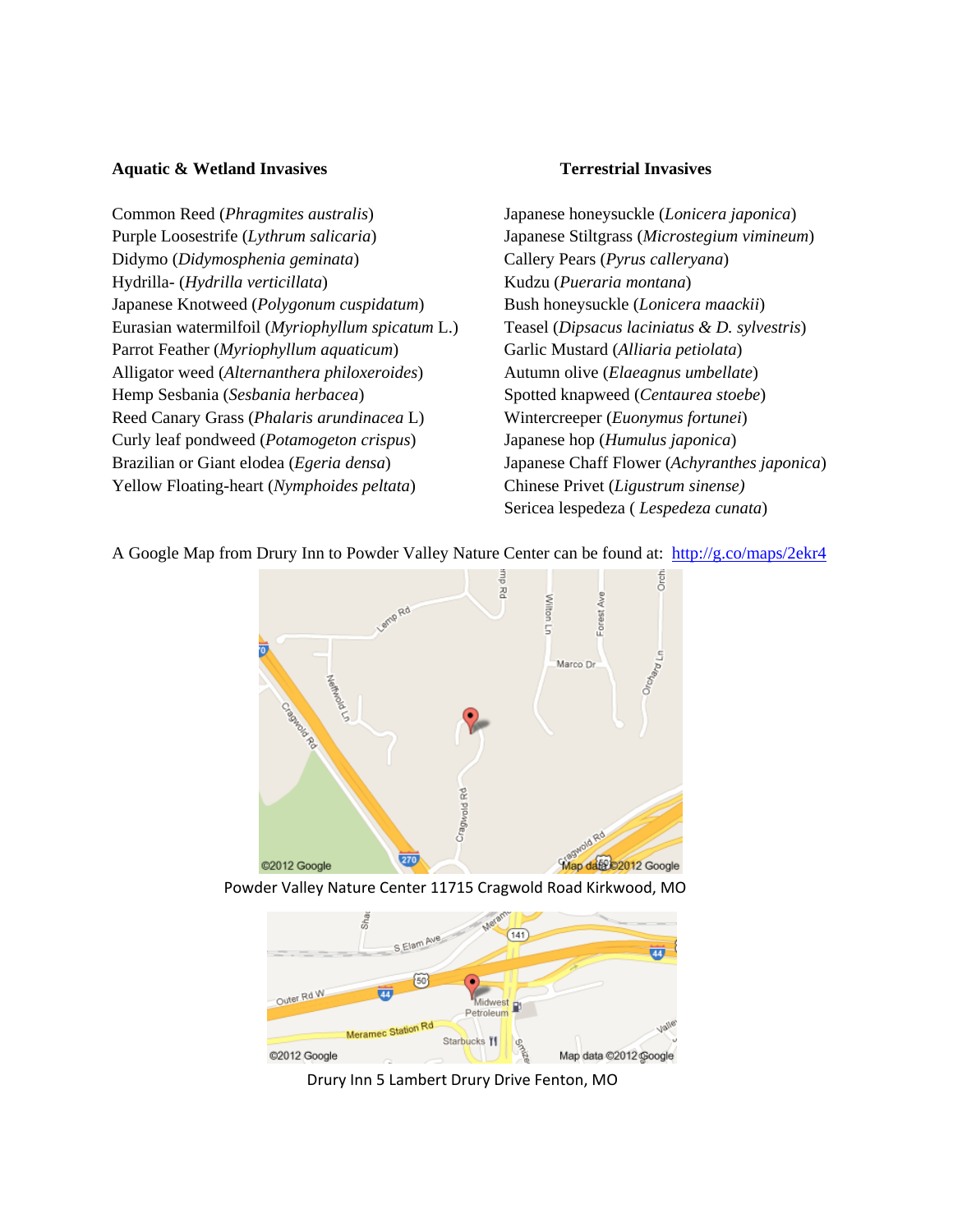**Aquatic & Wetland Invasives**

Common Reed (*Phragmites australis*)
Purple Loosestrife (*Lythrum salicaria*)
Didymo (*Didymosphenia geminata*)
Hydrilla- (*Hydrilla verticillata*)
Japanese Knotweed (*Polygonum cuspidatum*)
Eurasian watermilfoil (*Myriophyllum spicatum* L.)
Parrot Feather (*Myriophyllum aquaticum*)
Alligator weed (*Alternanthera philoxeroides*)
Hemp Sesbania (*Sesbania herbacea*)
Reed Canary Grass (*Phalaris arundinacea* L)
Curly leaf pondweed (*Potamogeton crispus*)
Brazilian or Giant elodea (*Egeria densa*)
Yellow Floating-heart (*Nymphoides peltata*)

**Terrestrial Invasives**

Japanese honeysuckle (*Lonicera japonica*)
Japanese Stiltgrass (*Microstegium vimineum*)
Callery Pears (*Pyrus calleryana*)
Kudzu (*Pueraria montana*)
Bush honeysuckle (*Lonicera maackii*)
Teasel (*Dipsacus laciniatus & D. sylvestris*)
Garlic Mustard (*Alliaria petiolata*)
Autumn olive (*Elaeagnus umbellate*)
Spotted knapweed (*Centaurea stoebe*)
Wintercreeper (*Euonymus fortunei*)
Japanese hop (*Humulus japonica*)
Japanese Chaff Flower (*Achyranthes japonica*)
Chinese Privet (*Ligustrum sinense)*
Sericea lespedeza ( *Lespedeza cunata*)

A Google Map from Drury Inn to Powder Valley Nature Center can be found at: http://g.co/maps/2ekr4

Powder Valley Nature Center 11715 Cragwold Road Kirkwood, MO

Drury Inn 5 Lambert Drury Drive Fenton, MO